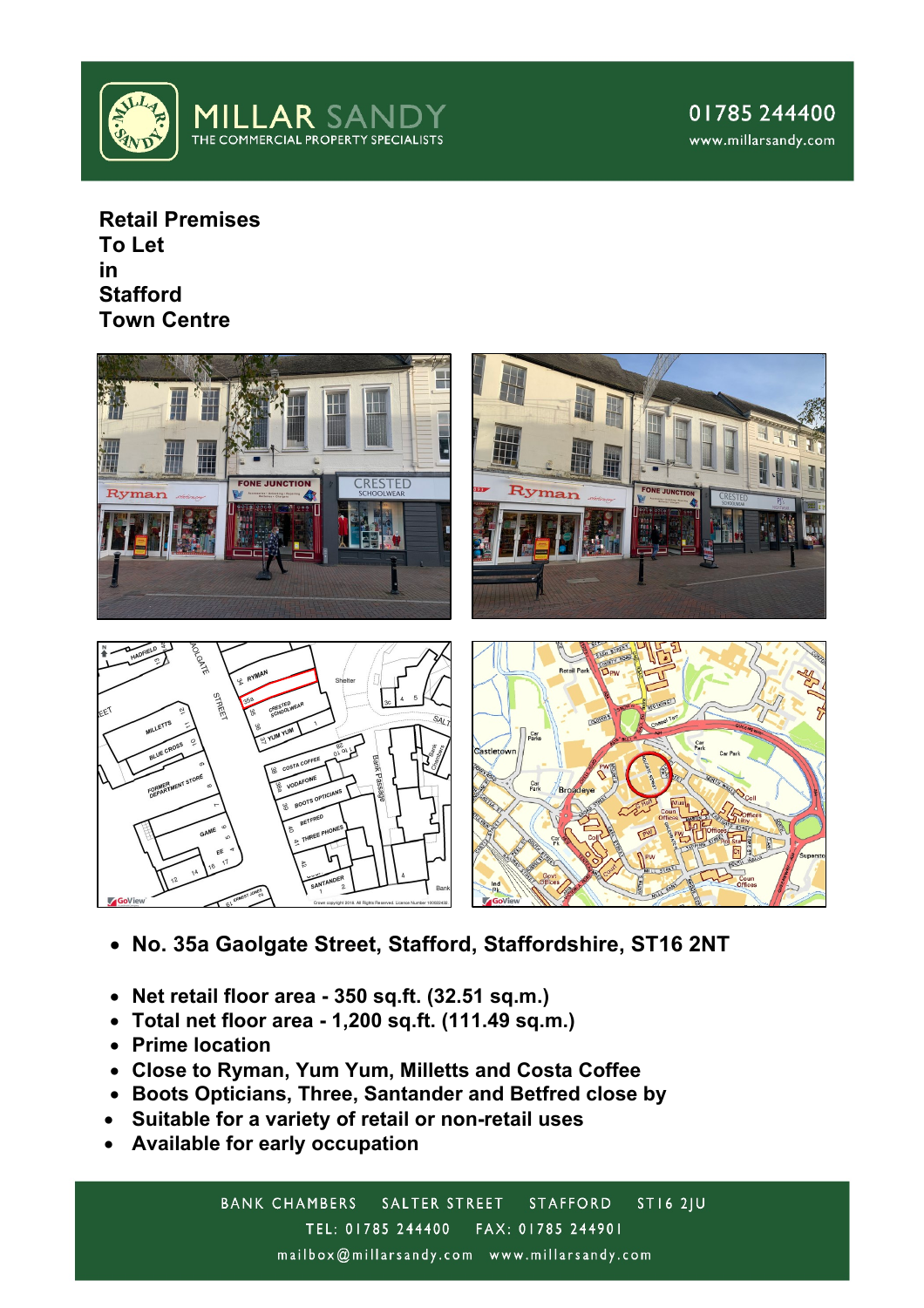MILLAR SANDY
THE COMMERCIAL PROPERTY SPECIALISTS

01785 244400
www.millarsandy.com

# Retail Premises
# To Let
# in
# Stafford
# Town Centre

- **No. 35a Gaolgate Street, Stafford, Staffordshire, ST16 2NT**

- **Net retail floor area - 350 sq.ft. (32.51 sq.m.)**
- **Total net floor area - 1,200 sq.ft. (111.49 sq.m.)**
- **Prime location**
- **Close to Ryman, Yum Yum, Milletts and Costa Coffee**
- **Boots Opticians, Three, Santander and Betfred close by**
- **Suitable for a variety of retail or non-retail uses**
- **Available for early occupation**

BANK CHAMBERS SALTER STREET STAFFORD ST16 2JU
TEL: 01785 244400 FAX: 01785 244901
mailbox@millarsandy.com www.millarsandy.com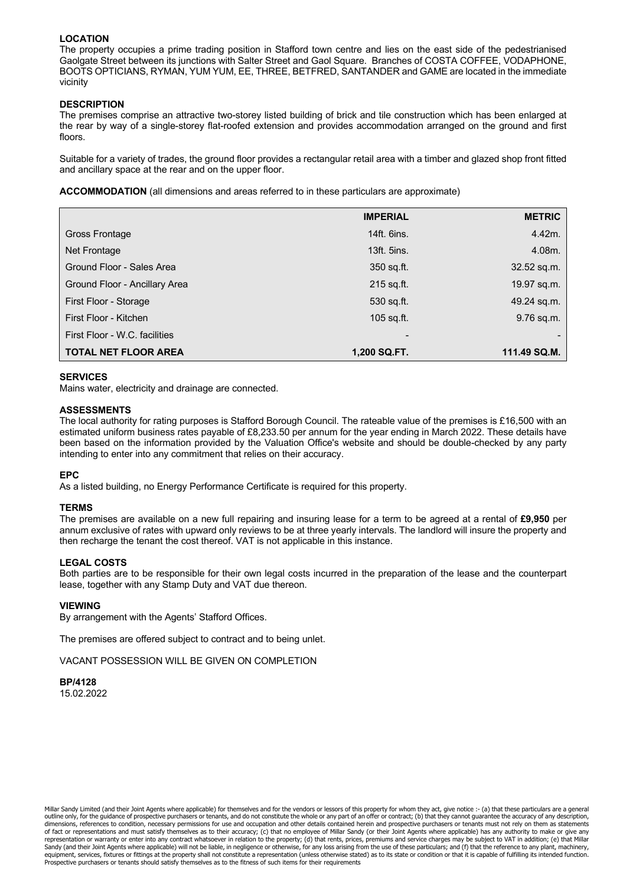**LOCATION**

The property occupies a prime trading position in Stafford town centre and lies on the east side of the pedestrianised Gaolgate Street between its junctions with Salter Street and Gaol Square. Branches of COSTA COFFEE, VODAPHONE, BOOTS OPTICIANS, RYMAN, YUM YUM, EE, THREE, BETFRED, SANTANDER and GAME are located in the immediate vicinity

**DESCRIPTION**

The premises comprise an attractive two-storey listed building of brick and tile construction which has been enlarged at the rear by way of a single-storey flat-roofed extension and provides accommodation arranged on the ground and first floors.

Suitable for a variety of trades, the ground floor provides a rectangular retail area with a timber and glazed shop front fitted and ancillary space at the rear and on the upper floor.

**ACCOMMODATION** (all dimensions and areas referred to in these particulars are approximate)

| | **IMPERIAL** | **METRIC** |
|---|---|---|
| Gross Frontage | 14ft. 6ins. | 4.42m. |
| Net Frontage | 13ft. 5ins. | 4.08m. |
| Ground Floor - Sales Area | 350 sq.ft. | 32.52 sq.m. |
| Ground Floor - Ancillary Area | 215 sq.ft. | 19.97 sq.m. |
| First Floor - Storage | 530 sq.ft. | 49.24 sq.m. |
| First Floor - Kitchen | 105 sq.ft. | 9.76 sq.m. |
| First Floor - W.C. facilities | - | - |
| **TOTAL NET FLOOR AREA** | **1,200 SQ.FT.** | **111.49 SQ.M.** |

**SERVICES**

Mains water, electricity and drainage are connected.

**ASSESSMENTS**

The local authority for rating purposes is Stafford Borough Council. The rateable value of the premises is £16,500 with an estimated uniform business rates payable of £8,233.50 per annum for the year ending in March 2022. These details have been based on the information provided by the Valuation Office's website and should be double-checked by any party intending to enter into any commitment that relies on their accuracy.

**EPC**

As a listed building, no Energy Performance Certificate is required for this property.

**TERMS**

The premises are available on a new full repairing and insuring lease for a term to be agreed at a rental of **£9,950** per annum exclusive of rates with upward only reviews to be at three yearly intervals. The landlord will insure the property and then recharge the tenant the cost thereof. VAT is not applicable in this instance.

**LEGAL COSTS**

Both parties are to be responsible for their own legal costs incurred in the preparation of the lease and the counterpart lease, together with any Stamp Duty and VAT due thereon.

**VIEWING**

By arrangement with the Agents' Stafford Offices.

The premises are offered subject to contract and to being unlet.

VACANT POSSESSION WILL BE GIVEN ON COMPLETION

**BP/4128**
15.02.2022

Millar Sandy Limited (and their Joint Agents where applicable) for themselves and for the vendors or lessors of this property for whom they act, give notice :- (a) that these particulars are a general outline only, for the guidance of prospective purchasers or tenants, and do not constitute the whole or any part of an offer or contract; (b) that they cannot guarantee the accuracy of any description, dimensions, references to condition, necessary permissions for use and occupation and other details contained herein and prospective purchasers or tenants must not rely on them as statements of fact or representations and must satisfy themselves as to their accuracy; (c) that no employee of Millar Sandy (or their Joint Agents where applicable) has any authority to make or give any representation or warranty or enter into any contract whatsoever in relation to the property; (d) that rents, prices, premiums and service charges may be subject to VAT in addition; (e) that Millar Sandy (and their Joint Agents where applicable) will not be liable, in negligence or otherwise, for any loss arising from the use of these particulars; and (f) that the reference to any plant, machinery, equipment, services, fixtures or fittings at the property shall not constitute a representation (unless otherwise stated) as to its state or condition or that it is capable of fulfilling its intended function. Prospective purchasers or tenants should satisfy themselves as to the fitness of such items for their requirements